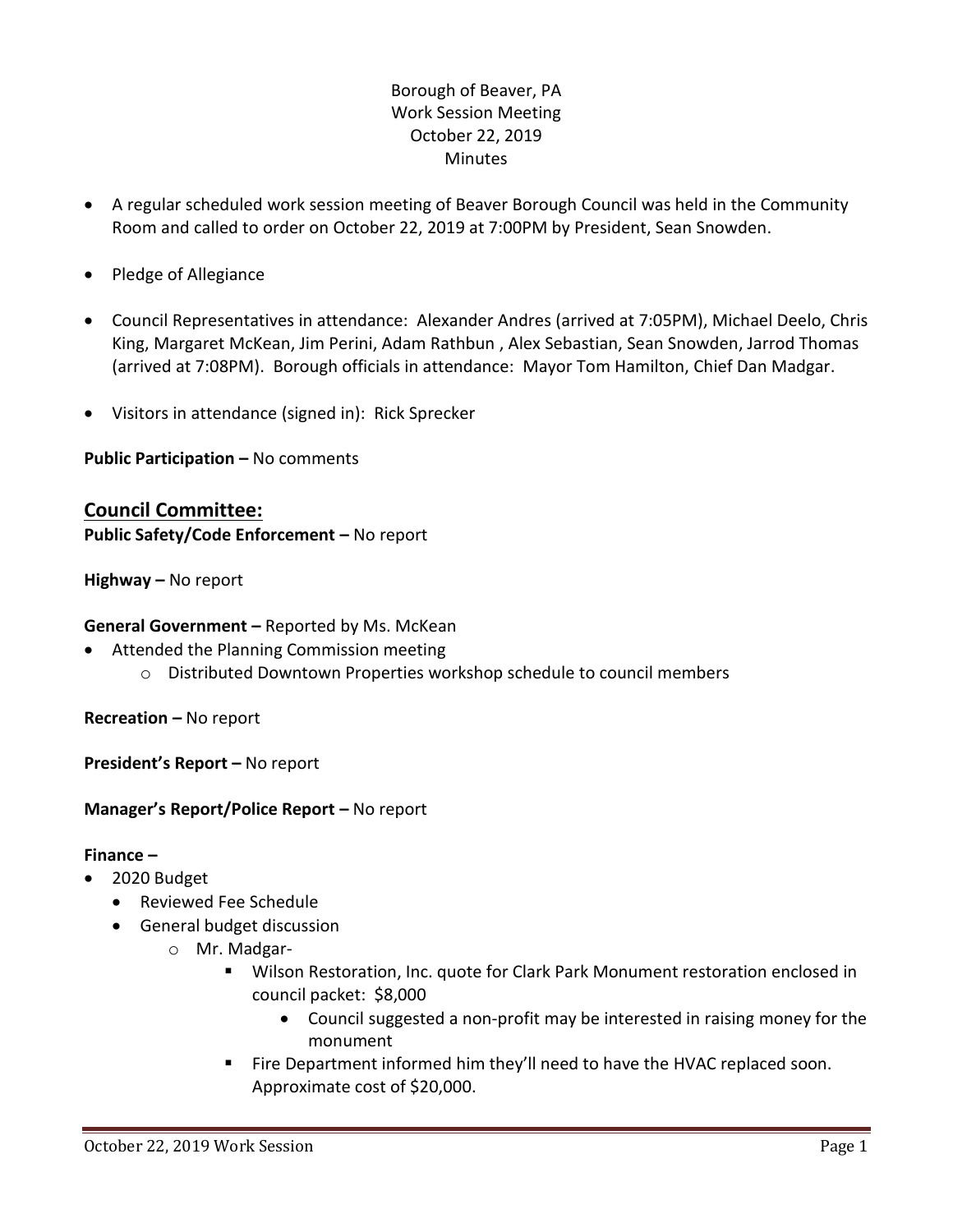Borough of Beaver, PA
Work Session Meeting
October 22, 2019
Minutes

- A regular scheduled work session meeting of Beaver Borough Council was held in the Community Room and called to order on October 22, 2019 at 7:00PM by President, Sean Snowden.
- Pledge of Allegiance
- Council Representatives in attendance: Alexander Andres (arrived at 7:05PM), Michael Deelo, Chris King, Margaret McKean, Jim Perini, Adam Rathbun , Alex Sebastian, Sean Snowden, Jarrod Thomas (arrived at 7:08PM). Borough officials in attendance: Mayor Tom Hamilton, Chief Dan Madgar.
- Visitors in attendance (signed in): Rick Sprecker

**Public Participation –** No comments

## Council Committee:

**Public Safety/Code Enforcement –** No report

**Highway –** No report

**General Government –** Reported by Ms. McKean

- Attended the Planning Commission meeting
  - Distributed Downtown Properties workshop schedule to council members

**Recreation –** No report

**President's Report –** No report

**Manager's Report/Police Report –** No report

**Finance –**

- 2020 Budget
  - Reviewed Fee Schedule
  - General budget discussion
    - Mr. Madgar-
      - Wilson Restoration, Inc. quote for Clark Park Monument restoration enclosed in council packet: $8,000
        - Council suggested a non-profit may be interested in raising money for the monument
      - Fire Department informed him they'll need to have the HVAC replaced soon. Approximate cost of $20,000.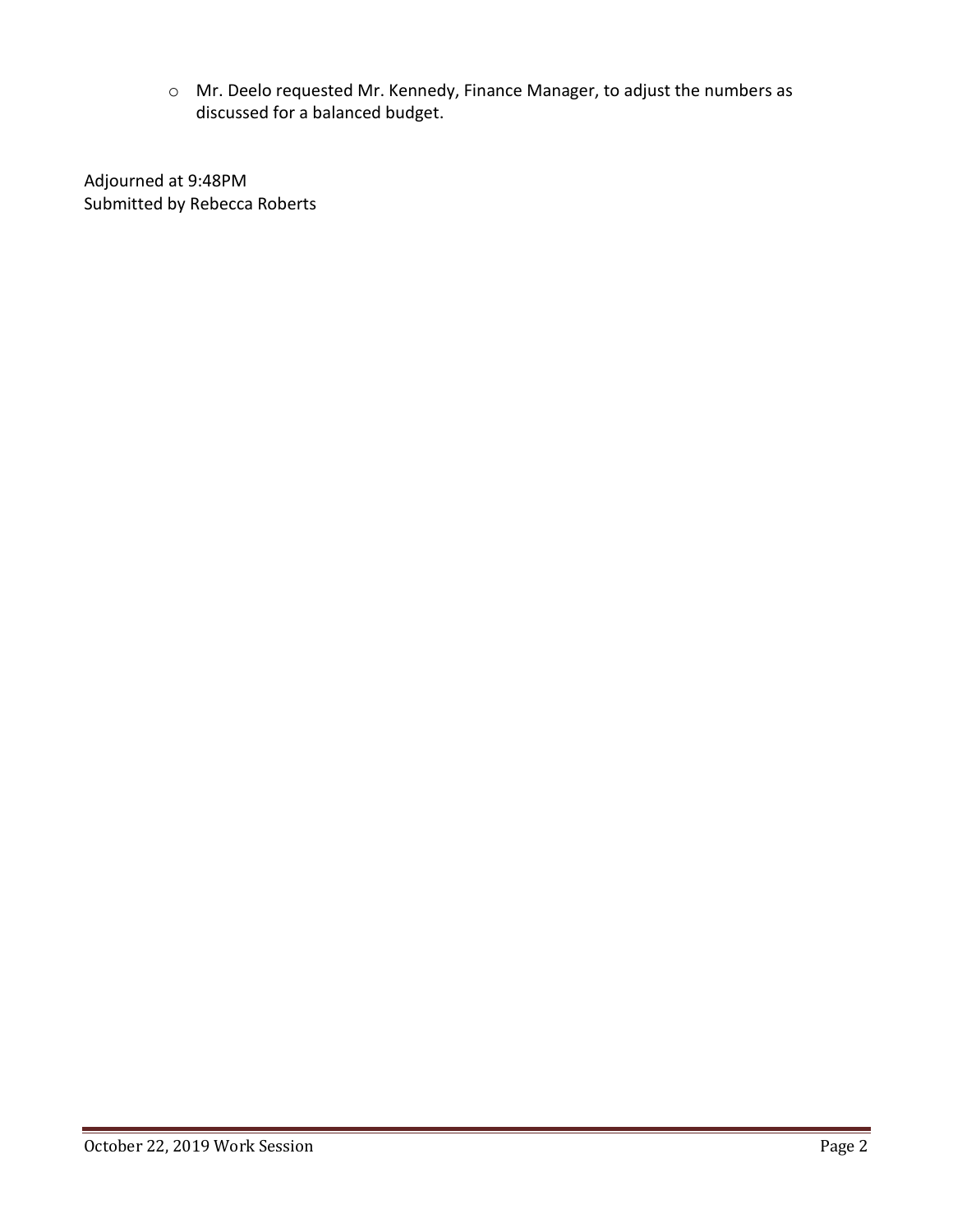- Mr. Deelo requested Mr. Kennedy, Finance Manager, to adjust the numbers as discussed for a balanced budget.

Adjourned at 9:48PM
Submitted by Rebecca Roberts